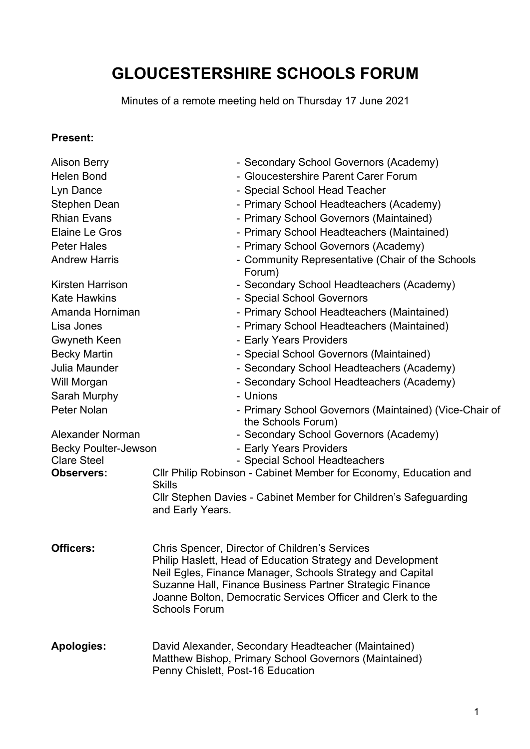# GLOUCESTERSHIRE SCHOOLS FORUM

Minutes of a remote meeting held on Thursday 17 June 2021

**Present:**

| | |
|---|---|
| Alison Berry | - Secondary School Governors (Academy) |
| Helen Bond | - Gloucestershire Parent Carer Forum |
| Lyn Dance | - Special School Head Teacher |
| Stephen Dean | - Primary School Headteachers (Academy) |
| Rhian Evans | - Primary School Governors (Maintained) |
| Elaine Le Gros | - Primary School Headteachers (Maintained) |
| Peter Hales | - Primary School Governors (Academy) |
| Andrew Harris | - Community Representative (Chair of the Schools Forum) |
| Kirsten Harrison | - Secondary School Headteachers (Academy) |
| Kate Hawkins | - Special School Governors |
| Amanda Horniman | - Primary School Headteachers (Maintained) |
| Lisa Jones | - Primary School Headteachers (Maintained) |
| Gwyneth Keen | - Early Years Providers |
| Becky Martin | - Special School Governors (Maintained) |
| Julia Maunder | - Secondary School Headteachers (Academy) |
| Will Morgan | - Secondary School Headteachers (Academy) |
| Sarah Murphy | - Unions |
| Peter Nolan | - Primary School Governors (Maintained) (Vice-Chair of the Schools Forum) |
| Alexander Norman | - Secondary School Governors (Academy) |
| Becky Poulter-Jewson | - Early Years Providers |
| Clare Steel | - Special School Headteachers |

**Observers:** Cllr Philip Robinson - Cabinet Member for Economy, Education and Skills
Cllr Stephen Davies - Cabinet Member for Children's Safeguarding and Early Years.

**Officers:** Chris Spencer, Director of Children's Services
Philip Haslett, Head of Education Strategy and Development
Neil Egles, Finance Manager, Schools Strategy and Capital
Suzanne Hall, Finance Business Partner Strategic Finance
Joanne Bolton, Democratic Services Officer and Clerk to the Schools Forum

**Apologies:** David Alexander, Secondary Headteacher (Maintained)
Matthew Bishop, Primary School Governors (Maintained)
Penny Chislett, Post-16 Education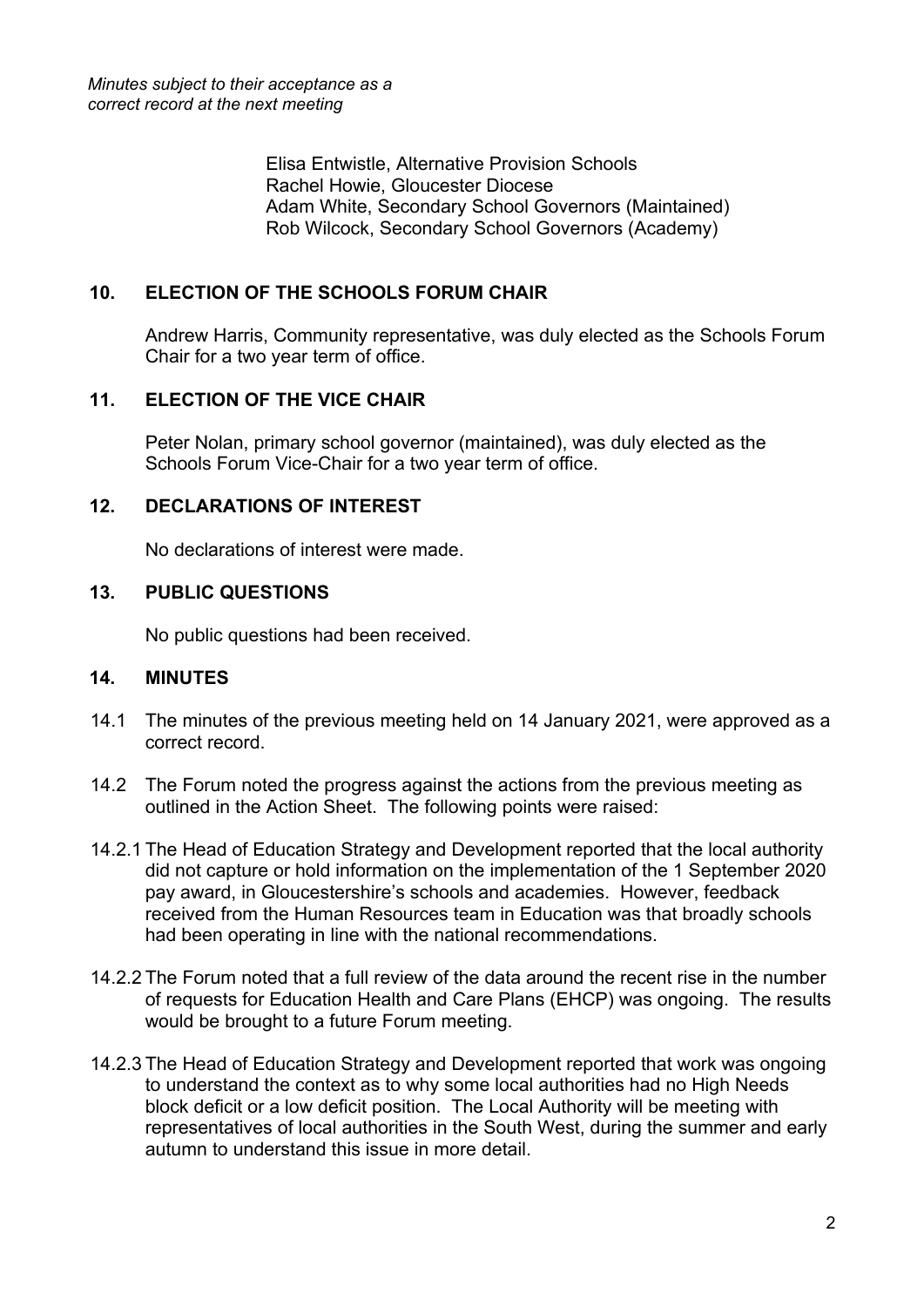*Minutes subject to their acceptance as a correct record at the next meeting*

Elisa Entwistle, Alternative Provision Schools
Rachel Howie, Gloucester Diocese
Adam White, Secondary School Governors (Maintained)
Rob Wilcock, Secondary School Governors (Academy)

## 10. ELECTION OF THE SCHOOLS FORUM CHAIR

Andrew Harris, Community representative, was duly elected as the Schools Forum Chair for a two year term of office.

## 11. ELECTION OF THE VICE CHAIR

Peter Nolan, primary school governor (maintained), was duly elected as the Schools Forum Vice-Chair for a two year term of office.

## 12. DECLARATIONS OF INTEREST

No declarations of interest were made.

## 13. PUBLIC QUESTIONS

No public questions had been received.

## 14. MINUTES

14.1 The minutes of the previous meeting held on 14 January 2021, were approved as a correct record.

14.2 The Forum noted the progress against the actions from the previous meeting as outlined in the Action Sheet. The following points were raised:

14.2.1 The Head of Education Strategy and Development reported that the local authority did not capture or hold information on the implementation of the 1 September 2020 pay award, in Gloucestershire's schools and academies. However, feedback received from the Human Resources team in Education was that broadly schools had been operating in line with the national recommendations.

14.2.2 The Forum noted that a full review of the data around the recent rise in the number of requests for Education Health and Care Plans (EHCP) was ongoing. The results would be brought to a future Forum meeting.

14.2.3 The Head of Education Strategy and Development reported that work was ongoing to understand the context as to why some local authorities had no High Needs block deficit or a low deficit position. The Local Authority will be meeting with representatives of local authorities in the South West, during the summer and early autumn to understand this issue in more detail.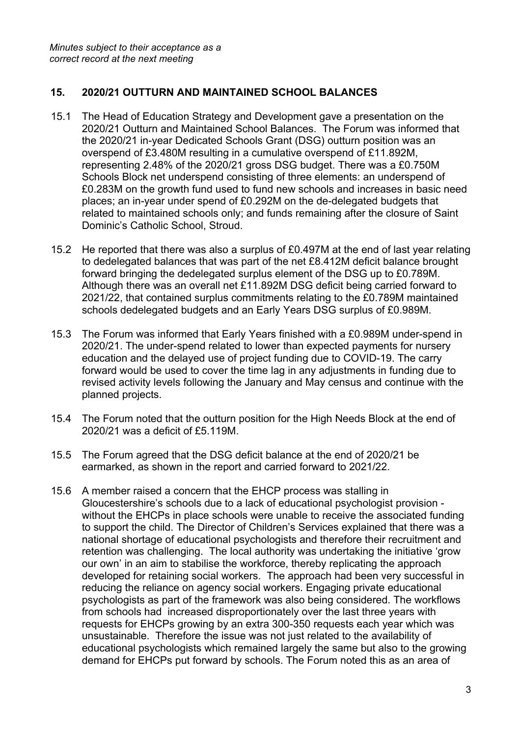*Minutes subject to their acceptance as a correct record at the next meeting*

## 15. 2020/21 OUTTURN AND MAINTAINED SCHOOL BALANCES

15.1 The Head of Education Strategy and Development gave a presentation on the 2020/21 Outturn and Maintained School Balances. The Forum was informed that the 2020/21 in-year Dedicated Schools Grant (DSG) outturn position was an overspend of £3.480M resulting in a cumulative overspend of £11.892M, representing 2.48% of the 2020/21 gross DSG budget. There was a £0.750M Schools Block net underspend consisting of three elements: an underspend of £0.283M on the growth fund used to fund new schools and increases in basic need places; an in-year under spend of £0.292M on the de-delegated budgets that related to maintained schools only; and funds remaining after the closure of Saint Dominic's Catholic School, Stroud.

15.2 He reported that there was also a surplus of £0.497M at the end of last year relating to dedelegated balances that was part of the net £8.412M deficit balance brought forward bringing the dedelegated surplus element of the DSG up to £0.789M. Although there was an overall net £11.892M DSG deficit being carried forward to 2021/22, that contained surplus commitments relating to the £0.789M maintained schools dedelegated budgets and an Early Years DSG surplus of £0.989M.

15.3 The Forum was informed that Early Years finished with a £0.989M under-spend in 2020/21. The under-spend related to lower than expected payments for nursery education and the delayed use of project funding due to COVID-19. The carry forward would be used to cover the time lag in any adjustments in funding due to revised activity levels following the January and May census and continue with the planned projects.

15.4 The Forum noted that the outturn position for the High Needs Block at the end of 2020/21 was a deficit of £5.119M.

15.5 The Forum agreed that the DSG deficit balance at the end of 2020/21 be earmarked, as shown in the report and carried forward to 2021/22.

15.6 A member raised a concern that the EHCP process was stalling in Gloucestershire's schools due to a lack of educational psychologist provision - without the EHCPs in place schools were unable to receive the associated funding to support the child. The Director of Children's Services explained that there was a national shortage of educational psychologists and therefore their recruitment and retention was challenging. The local authority was undertaking the initiative 'grow our own' in an aim to stabilise the workforce, thereby replicating the approach developed for retaining social workers. The approach had been very successful in reducing the reliance on agency social workers. Engaging private educational psychologists as part of the framework was also being considered. The workflows from schools had increased disproportionately over the last three years with requests for EHCPs growing by an extra 300-350 requests each year which was unsustainable. Therefore the issue was not just related to the availability of educational psychologists which remained largely the same but also to the growing demand for EHCPs put forward by schools. The Forum noted this as an area of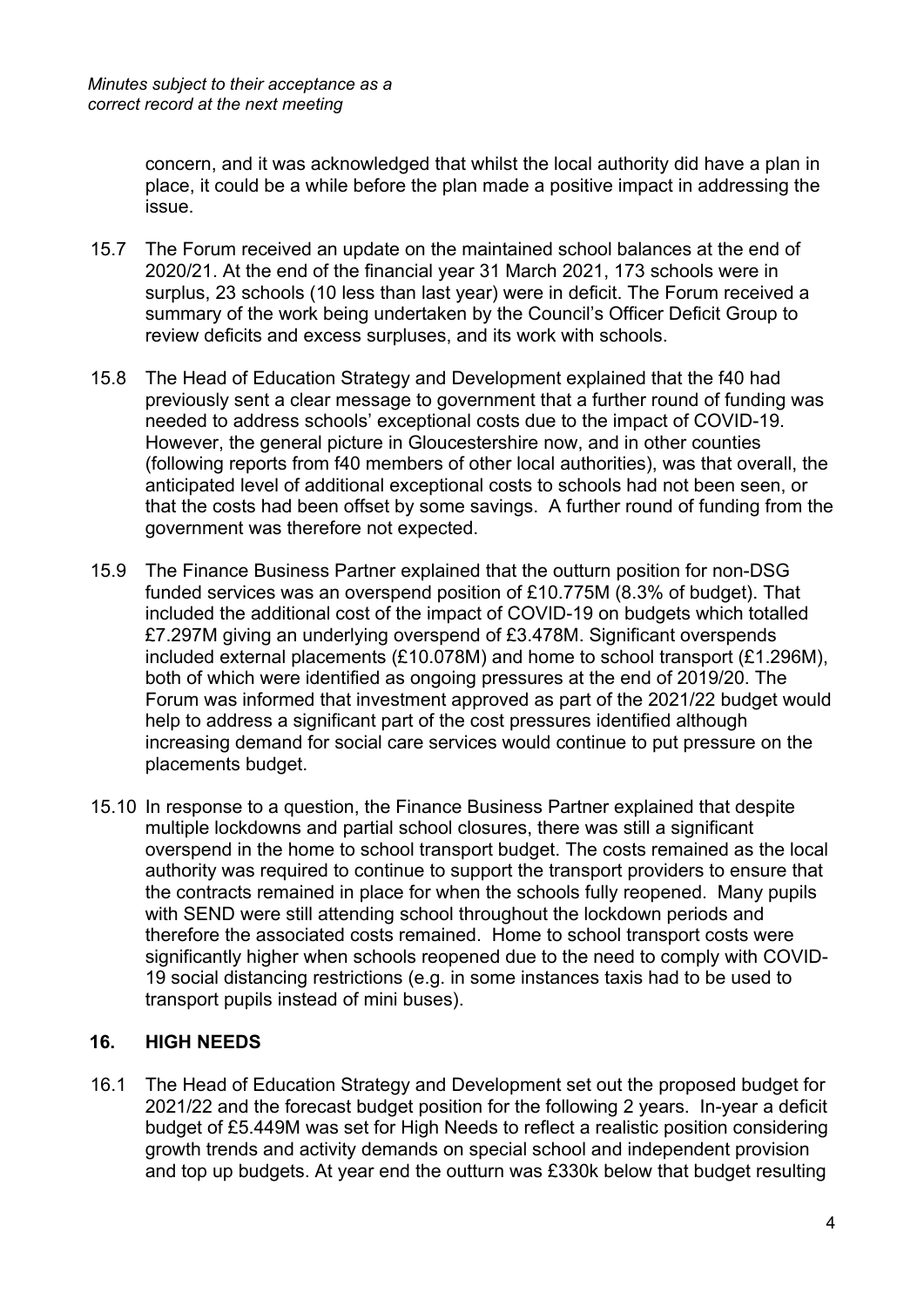concern, and it was acknowledged that whilst the local authority did have a plan in place, it could be a while before the plan made a positive impact in addressing the issue.

15.7 The Forum received an update on the maintained school balances at the end of 2020/21. At the end of the financial year 31 March 2021, 173 schools were in surplus, 23 schools (10 less than last year) were in deficit. The Forum received a summary of the work being undertaken by the Council's Officer Deficit Group to review deficits and excess surpluses, and its work with schools.

15.8 The Head of Education Strategy and Development explained that the f40 had previously sent a clear message to government that a further round of funding was needed to address schools' exceptional costs due to the impact of COVID-19. However, the general picture in Gloucestershire now, and in other counties (following reports from f40 members of other local authorities), was that overall, the anticipated level of additional exceptional costs to schools had not been seen, or that the costs had been offset by some savings. A further round of funding from the government was therefore not expected.

15.9 The Finance Business Partner explained that the outturn position for non-DSG funded services was an overspend position of £10.775M (8.3% of budget). That included the additional cost of the impact of COVID-19 on budgets which totalled £7.297M giving an underlying overspend of £3.478M. Significant overspends included external placements (£10.078M) and home to school transport (£1.296M), both of which were identified as ongoing pressures at the end of 2019/20. The Forum was informed that investment approved as part of the 2021/22 budget would help to address a significant part of the cost pressures identified although increasing demand for social care services would continue to put pressure on the placements budget.

15.10 In response to a question, the Finance Business Partner explained that despite multiple lockdowns and partial school closures, there was still a significant overspend in the home to school transport budget. The costs remained as the local authority was required to continue to support the transport providers to ensure that the contracts remained in place for when the schools fully reopened. Many pupils with SEND were still attending school throughout the lockdown periods and therefore the associated costs remained. Home to school transport costs were significantly higher when schools reopened due to the need to comply with COVID-19 social distancing restrictions (e.g. in some instances taxis had to be used to transport pupils instead of mini buses).

## 16. HIGH NEEDS

16.1 The Head of Education Strategy and Development set out the proposed budget for 2021/22 and the forecast budget position for the following 2 years. In-year a deficit budget of £5.449M was set for High Needs to reflect a realistic position considering growth trends and activity demands on special school and independent provision and top up budgets. At year end the outturn was £330k below that budget resulting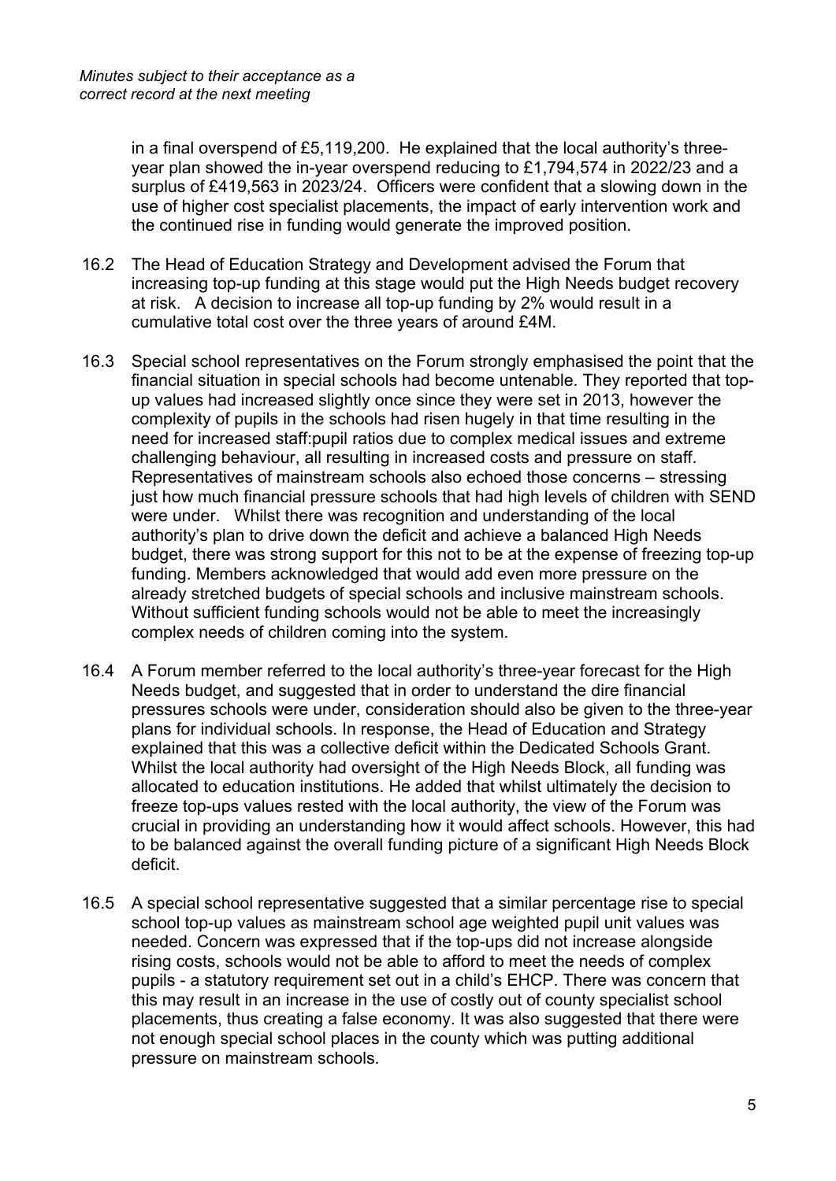*Minutes subject to their acceptance as a correct record at the next meeting*

in a final overspend of £5,119,200. He explained that the local authority's three-year plan showed the in-year overspend reducing to £1,794,574 in 2022/23 and a surplus of £419,563 in 2023/24. Officers were confident that a slowing down in the use of higher cost specialist placements, the impact of early intervention work and the continued rise in funding would generate the improved position.

16.2 The Head of Education Strategy and Development advised the Forum that increasing top-up funding at this stage would put the High Needs budget recovery at risk. A decision to increase all top-up funding by 2% would result in a cumulative total cost over the three years of around £4M.

16.3 Special school representatives on the Forum strongly emphasised the point that the financial situation in special schools had become untenable. They reported that top-up values had increased slightly once since they were set in 2013, however the complexity of pupils in the schools had risen hugely in that time resulting in the need for increased staff:pupil ratios due to complex medical issues and extreme challenging behaviour, all resulting in increased costs and pressure on staff. Representatives of mainstream schools also echoed those concerns – stressing just how much financial pressure schools that had high levels of children with SEND were under. Whilst there was recognition and understanding of the local authority's plan to drive down the deficit and achieve a balanced High Needs budget, there was strong support for this not to be at the expense of freezing top-up funding. Members acknowledged that would add even more pressure on the already stretched budgets of special schools and inclusive mainstream schools. Without sufficient funding schools would not be able to meet the increasingly complex needs of children coming into the system.

16.4 A Forum member referred to the local authority's three-year forecast for the High Needs budget, and suggested that in order to understand the dire financial pressures schools were under, consideration should also be given to the three-year plans for individual schools. In response, the Head of Education and Strategy explained that this was a collective deficit within the Dedicated Schools Grant. Whilst the local authority had oversight of the High Needs Block, all funding was allocated to education institutions. He added that whilst ultimately the decision to freeze top-ups values rested with the local authority, the view of the Forum was crucial in providing an understanding how it would affect schools. However, this had to be balanced against the overall funding picture of a significant High Needs Block deficit.

16.5 A special school representative suggested that a similar percentage rise to special school top-up values as mainstream school age weighted pupil unit values was needed. Concern was expressed that if the top-ups did not increase alongside rising costs, schools would not be able to afford to meet the needs of complex pupils - a statutory requirement set out in a child's EHCP. There was concern that this may result in an increase in the use of costly out of county specialist school placements, thus creating a false economy. It was also suggested that there were not enough special school places in the county which was putting additional pressure on mainstream schools.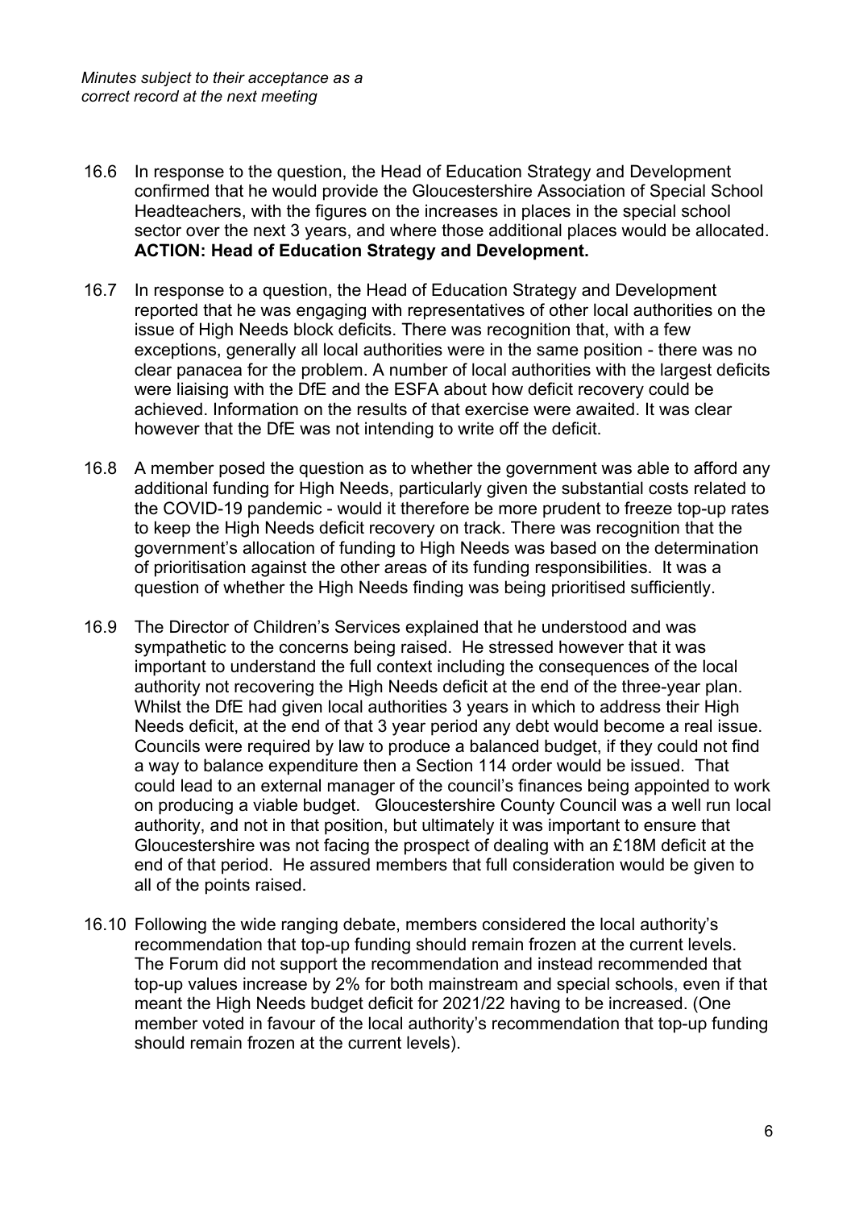*Minutes subject to their acceptance as a correct record at the next meeting*

16.6 In response to the question, the Head of Education Strategy and Development confirmed that he would provide the Gloucestershire Association of Special School Headteachers, with the figures on the increases in places in the special school sector over the next 3 years, and where those additional places would be allocated. **ACTION: Head of Education Strategy and Development.**

16.7 In response to a question, the Head of Education Strategy and Development reported that he was engaging with representatives of other local authorities on the issue of High Needs block deficits. There was recognition that, with a few exceptions, generally all local authorities were in the same position - there was no clear panacea for the problem. A number of local authorities with the largest deficits were liaising with the DfE and the ESFA about how deficit recovery could be achieved. Information on the results of that exercise were awaited. It was clear however that the DfE was not intending to write off the deficit.

16.8 A member posed the question as to whether the government was able to afford any additional funding for High Needs, particularly given the substantial costs related to the COVID-19 pandemic - would it therefore be more prudent to freeze top-up rates to keep the High Needs deficit recovery on track. There was recognition that the government's allocation of funding to High Needs was based on the determination of prioritisation against the other areas of its funding responsibilities. It was a question of whether the High Needs finding was being prioritised sufficiently.

16.9 The Director of Children's Services explained that he understood and was sympathetic to the concerns being raised. He stressed however that it was important to understand the full context including the consequences of the local authority not recovering the High Needs deficit at the end of the three-year plan. Whilst the DfE had given local authorities 3 years in which to address their High Needs deficit, at the end of that 3 year period any debt would become a real issue. Councils were required by law to produce a balanced budget, if they could not find a way to balance expenditure then a Section 114 order would be issued. That could lead to an external manager of the council's finances being appointed to work on producing a viable budget. Gloucestershire County Council was a well run local authority, and not in that position, but ultimately it was important to ensure that Gloucestershire was not facing the prospect of dealing with an £18M deficit at the end of that period. He assured members that full consideration would be given to all of the points raised.

16.10 Following the wide ranging debate, members considered the local authority's recommendation that top-up funding should remain frozen at the current levels. The Forum did not support the recommendation and instead recommended that top-up values increase by 2% for both mainstream and special schools, even if that meant the High Needs budget deficit for 2021/22 having to be increased. (One member voted in favour of the local authority's recommendation that top-up funding should remain frozen at the current levels).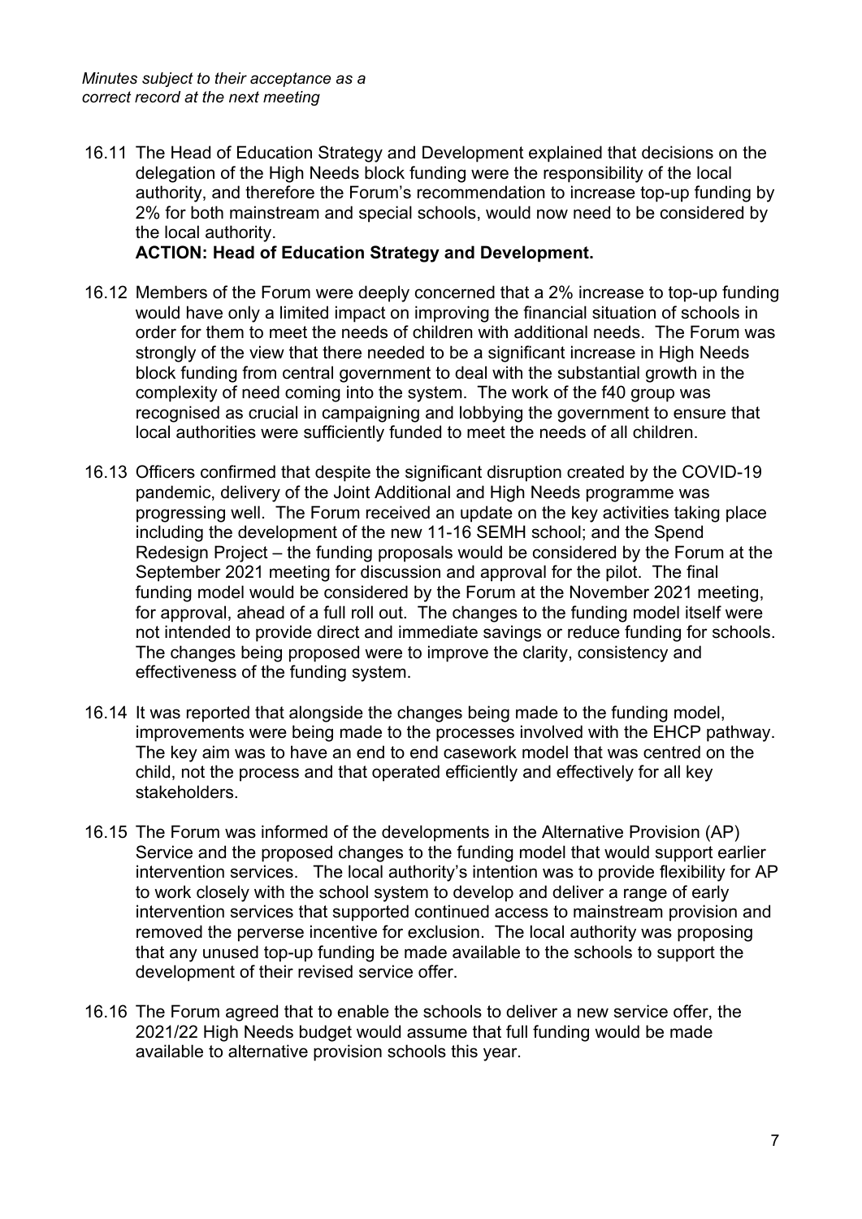*Minutes subject to their acceptance as a correct record at the next meeting*

16.11 The Head of Education Strategy and Development explained that decisions on the delegation of the High Needs block funding were the responsibility of the local authority, and therefore the Forum's recommendation to increase top-up funding by 2% for both mainstream and special schools, would now need to be considered by the local authority.
**ACTION: Head of Education Strategy and Development.**

16.12 Members of the Forum were deeply concerned that a 2% increase to top-up funding would have only a limited impact on improving the financial situation of schools in order for them to meet the needs of children with additional needs. The Forum was strongly of the view that there needed to be a significant increase in High Needs block funding from central government to deal with the substantial growth in the complexity of need coming into the system. The work of the f40 group was recognised as crucial in campaigning and lobbying the government to ensure that local authorities were sufficiently funded to meet the needs of all children.

16.13 Officers confirmed that despite the significant disruption created by the COVID-19 pandemic, delivery of the Joint Additional and High Needs programme was progressing well. The Forum received an update on the key activities taking place including the development of the new 11-16 SEMH school; and the Spend Redesign Project – the funding proposals would be considered by the Forum at the September 2021 meeting for discussion and approval for the pilot. The final funding model would be considered by the Forum at the November 2021 meeting, for approval, ahead of a full roll out. The changes to the funding model itself were not intended to provide direct and immediate savings or reduce funding for schools. The changes being proposed were to improve the clarity, consistency and effectiveness of the funding system.

16.14 It was reported that alongside the changes being made to the funding model, improvements were being made to the processes involved with the EHCP pathway. The key aim was to have an end to end casework model that was centred on the child, not the process and that operated efficiently and effectively for all key stakeholders.

16.15 The Forum was informed of the developments in the Alternative Provision (AP) Service and the proposed changes to the funding model that would support earlier intervention services. The local authority's intention was to provide flexibility for AP to work closely with the school system to develop and deliver a range of early intervention services that supported continued access to mainstream provision and removed the perverse incentive for exclusion. The local authority was proposing that any unused top-up funding be made available to the schools to support the development of their revised service offer.

16.16 The Forum agreed that to enable the schools to deliver a new service offer, the 2021/22 High Needs budget would assume that full funding would be made available to alternative provision schools this year.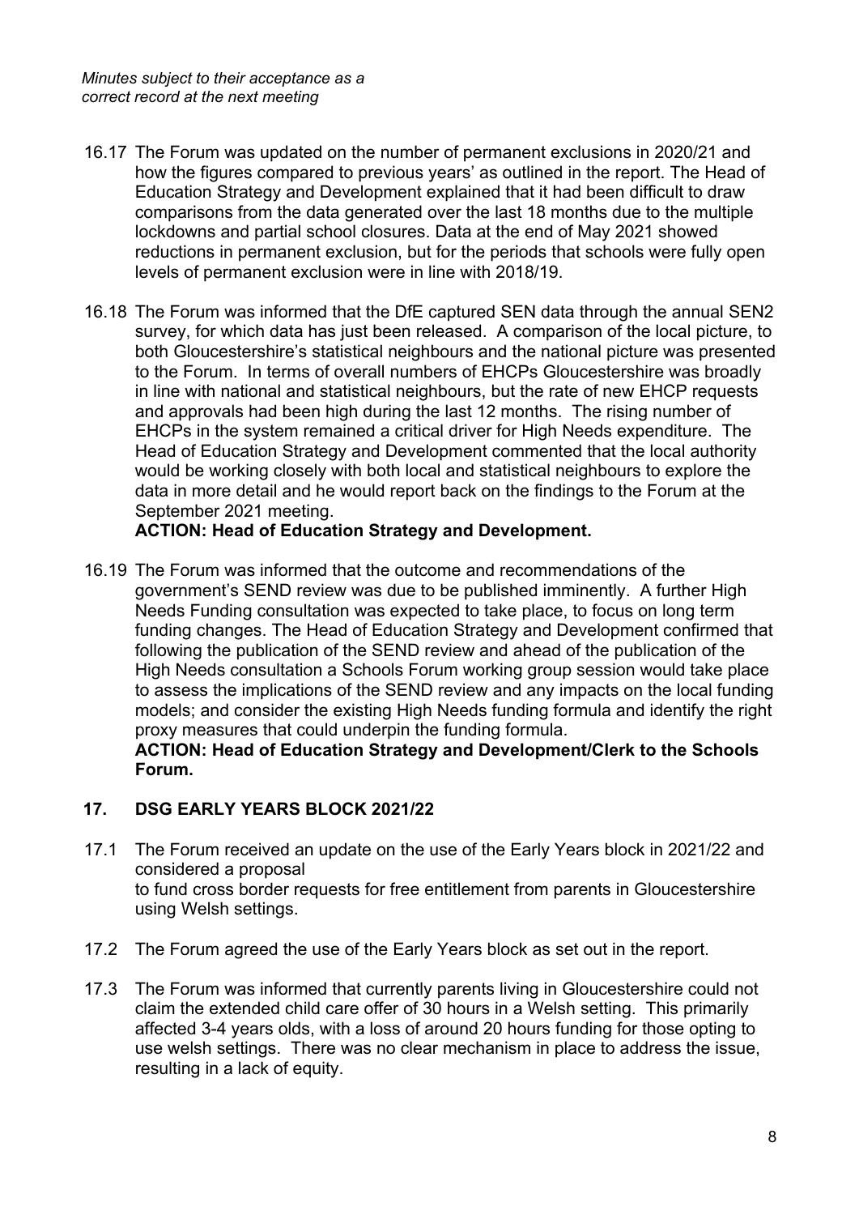*Minutes subject to their acceptance as a correct record at the next meeting*

16.17 The Forum was updated on the number of permanent exclusions in 2020/21 and how the figures compared to previous years' as outlined in the report. The Head of Education Strategy and Development explained that it had been difficult to draw comparisons from the data generated over the last 18 months due to the multiple lockdowns and partial school closures. Data at the end of May 2021 showed reductions in permanent exclusion, but for the periods that schools were fully open levels of permanent exclusion were in line with 2018/19.

16.18 The Forum was informed that the DfE captured SEN data through the annual SEN2 survey, for which data has just been released. A comparison of the local picture, to both Gloucestershire's statistical neighbours and the national picture was presented to the Forum. In terms of overall numbers of EHCPs Gloucestershire was broadly in line with national and statistical neighbours, but the rate of new EHCP requests and approvals had been high during the last 12 months. The rising number of EHCPs in the system remained a critical driver for High Needs expenditure. The Head of Education Strategy and Development commented that the local authority would be working closely with both local and statistical neighbours to explore the data in more detail and he would report back on the findings to the Forum at the September 2021 meeting.
**ACTION: Head of Education Strategy and Development.**

16.19 The Forum was informed that the outcome and recommendations of the government's SEND review was due to be published imminently. A further High Needs Funding consultation was expected to take place, to focus on long term funding changes. The Head of Education Strategy and Development confirmed that following the publication of the SEND review and ahead of the publication of the High Needs consultation a Schools Forum working group session would take place to assess the implications of the SEND review and any impacts on the local funding models; and consider the existing High Needs funding formula and identify the right proxy measures that could underpin the funding formula.
**ACTION: Head of Education Strategy and Development/Clerk to the Schools Forum.**

## 17. DSG EARLY YEARS BLOCK 2021/22

17.1 The Forum received an update on the use of the Early Years block in 2021/22 and considered a proposal to fund cross border requests for free entitlement from parents in Gloucestershire using Welsh settings.

17.2 The Forum agreed the use of the Early Years block as set out in the report.

17.3 The Forum was informed that currently parents living in Gloucestershire could not claim the extended child care offer of 30 hours in a Welsh setting. This primarily affected 3-4 years olds, with a loss of around 20 hours funding for those opting to use welsh settings. There was no clear mechanism in place to address the issue, resulting in a lack of equity.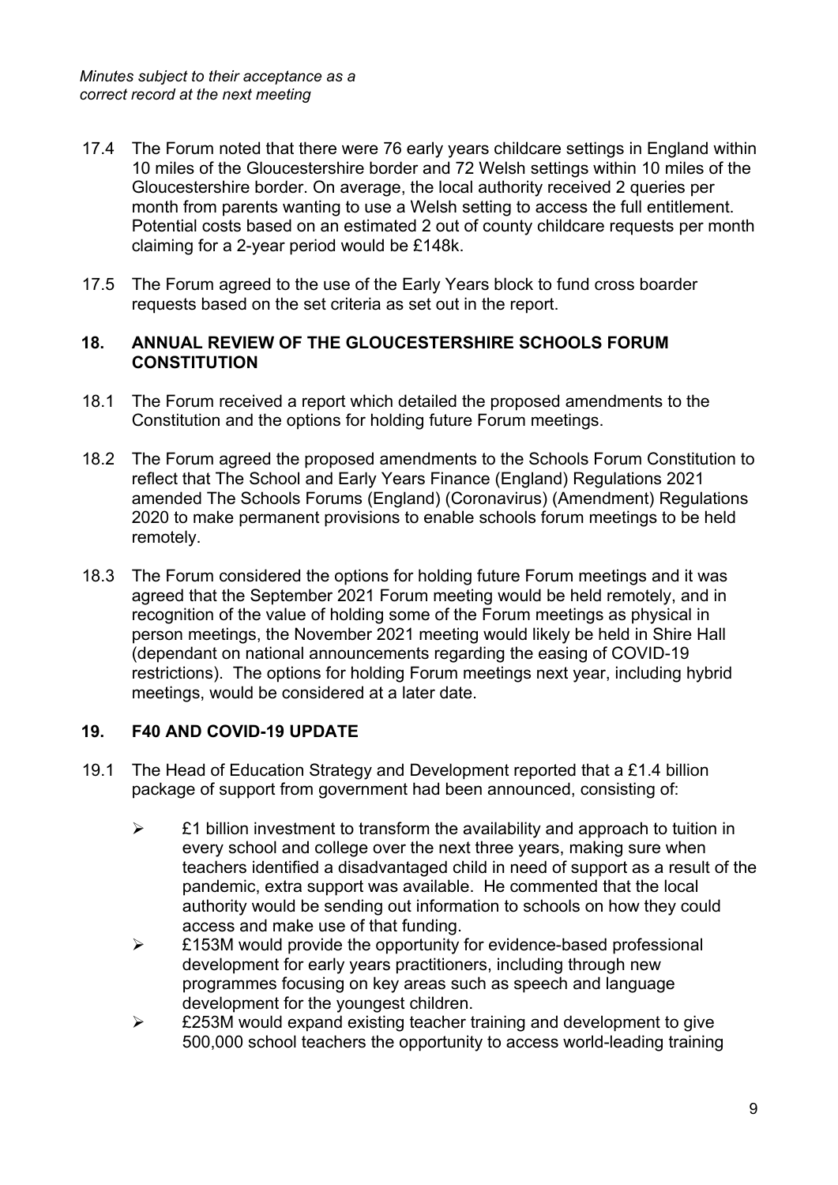*Minutes subject to their acceptance as a correct record at the next meeting*

17.4 The Forum noted that there were 76 early years childcare settings in England within 10 miles of the Gloucestershire border and 72 Welsh settings within 10 miles of the Gloucestershire border. On average, the local authority received 2 queries per month from parents wanting to use a Welsh setting to access the full entitlement. Potential costs based on an estimated 2 out of county childcare requests per month claiming for a 2-year period would be £148k.

17.5 The Forum agreed to the use of the Early Years block to fund cross boarder requests based on the set criteria as set out in the report.

## 18. ANNUAL REVIEW OF THE GLOUCESTERSHIRE SCHOOLS FORUM CONSTITUTION

18.1 The Forum received a report which detailed the proposed amendments to the Constitution and the options for holding future Forum meetings.

18.2 The Forum agreed the proposed amendments to the Schools Forum Constitution to reflect that The School and Early Years Finance (England) Regulations 2021 amended The Schools Forums (England) (Coronavirus) (Amendment) Regulations 2020 to make permanent provisions to enable schools forum meetings to be held remotely.

18.3 The Forum considered the options for holding future Forum meetings and it was agreed that the September 2021 Forum meeting would be held remotely, and in recognition of the value of holding some of the Forum meetings as physical in person meetings, the November 2021 meeting would likely be held in Shire Hall (dependant on national announcements regarding the easing of COVID-19 restrictions). The options for holding Forum meetings next year, including hybrid meetings, would be considered at a later date.

## 19. F40 AND COVID-19 UPDATE

19.1 The Head of Education Strategy and Development reported that a £1.4 billion package of support from government had been announced, consisting of:

- £1 billion investment to transform the availability and approach to tuition in every school and college over the next three years, making sure when teachers identified a disadvantaged child in need of support as a result of the pandemic, extra support was available. He commented that the local authority would be sending out information to schools on how they could access and make use of that funding.
- £153M would provide the opportunity for evidence-based professional development for early years practitioners, including through new programmes focusing on key areas such as speech and language development for the youngest children.
- £253M would expand existing teacher training and development to give 500,000 school teachers the opportunity to access world-leading training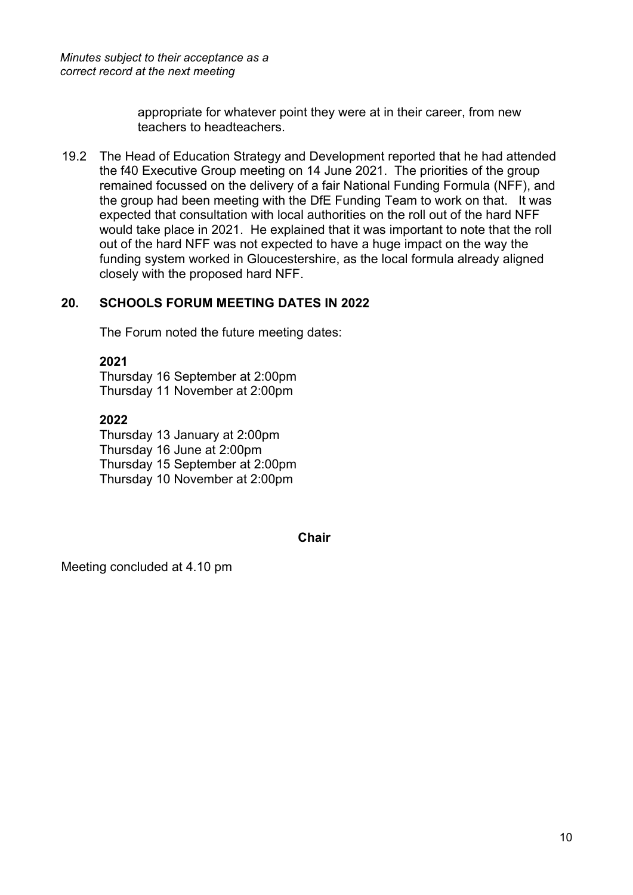appropriate for whatever point they were at in their career, from new teachers to headteachers.

19.2 The Head of Education Strategy and Development reported that he had attended the f40 Executive Group meeting on 14 June 2021. The priorities of the group remained focussed on the delivery of a fair National Funding Formula (NFF), and the group had been meeting with the DfE Funding Team to work on that. It was expected that consultation with local authorities on the roll out of the hard NFF would take place in 2021. He explained that it was important to note that the roll out of the hard NFF was not expected to have a huge impact on the way the funding system worked in Gloucestershire, as the local formula already aligned closely with the proposed hard NFF.

## 20. SCHOOLS FORUM MEETING DATES IN 2022

The Forum noted the future meeting dates:

**2021**
Thursday 16 September at 2:00pm
Thursday 11 November at 2:00pm

**2022**
Thursday 13 January at 2:00pm
Thursday 16 June at 2:00pm
Thursday 15 September at 2:00pm
Thursday 10 November at 2:00pm

**Chair**

Meeting concluded at 4.10 pm